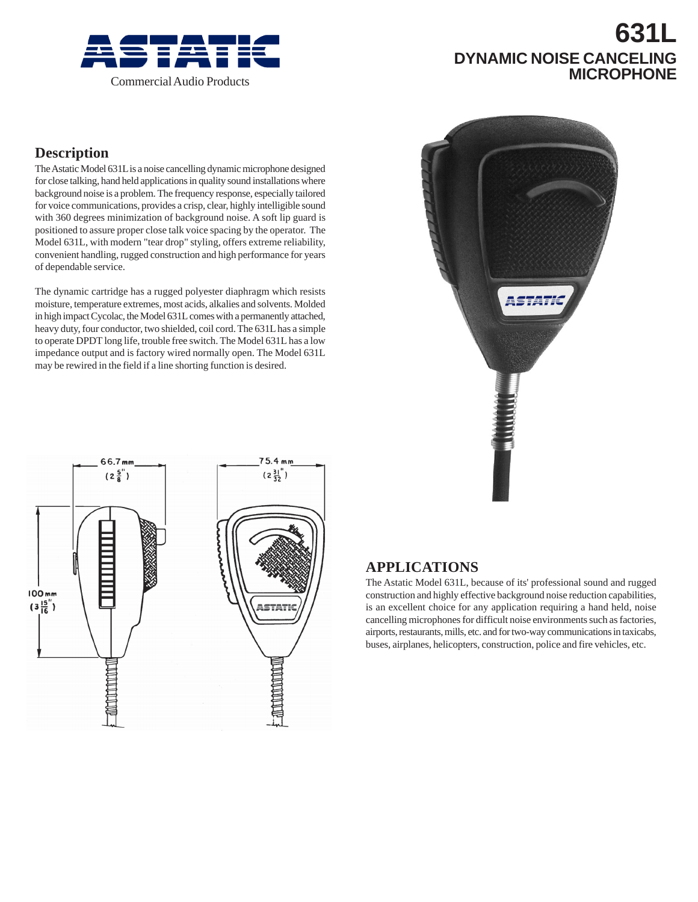ASTATIC

Commercial Audio Products

# 631L
## DYNAMIC NOISE CANCELING MICROPHONE

## Description

The Astatic Model 631L is a noise cancelling dynamic microphone designed for close talking, hand held applications in quality sound installations where background noise is a problem. The frequency response, especially tailored for voice communications, provides a crisp, clear, highly intelligible sound with 360 degrees minimization of background noise. A soft lip guard is positioned to assure proper close talk voice spacing by the operator. The Model 631L, with modern "tear drop" styling, offers extreme reliability, convenient handling, rugged construction and high performance for years of dependable service.

The dynamic cartridge has a rugged polyester diaphragm which resists moisture, temperature extremes, most acids, alkalies and solvents. Molded in high impact Cycolac, the Model 631L comes with a permanently attached, heavy duty, four conductor, two shielded, coil cord. The 631L has a simple to operate DPDT long life, trouble free switch. The Model 631L has a low impedance output and is factory wired normally open. The Model 631L may be rewired in the field if a line shorting function is desired.

66.7 mm (2 5/8")

75.4 mm (2 31/32")

100 mm (3 15/16")

## APPLICATIONS

The Astatic Model 631L, because of its' professional sound and rugged construction and highly effective background noise reduction capabilities, is an excellent choice for any application requiring a hand held, noise cancelling microphones for difficult noise environments such as factories, airports, restaurants, mills, etc. and for two-way communications in taxicabs, buses, airplanes, helicopters, construction, police and fire vehicles, etc.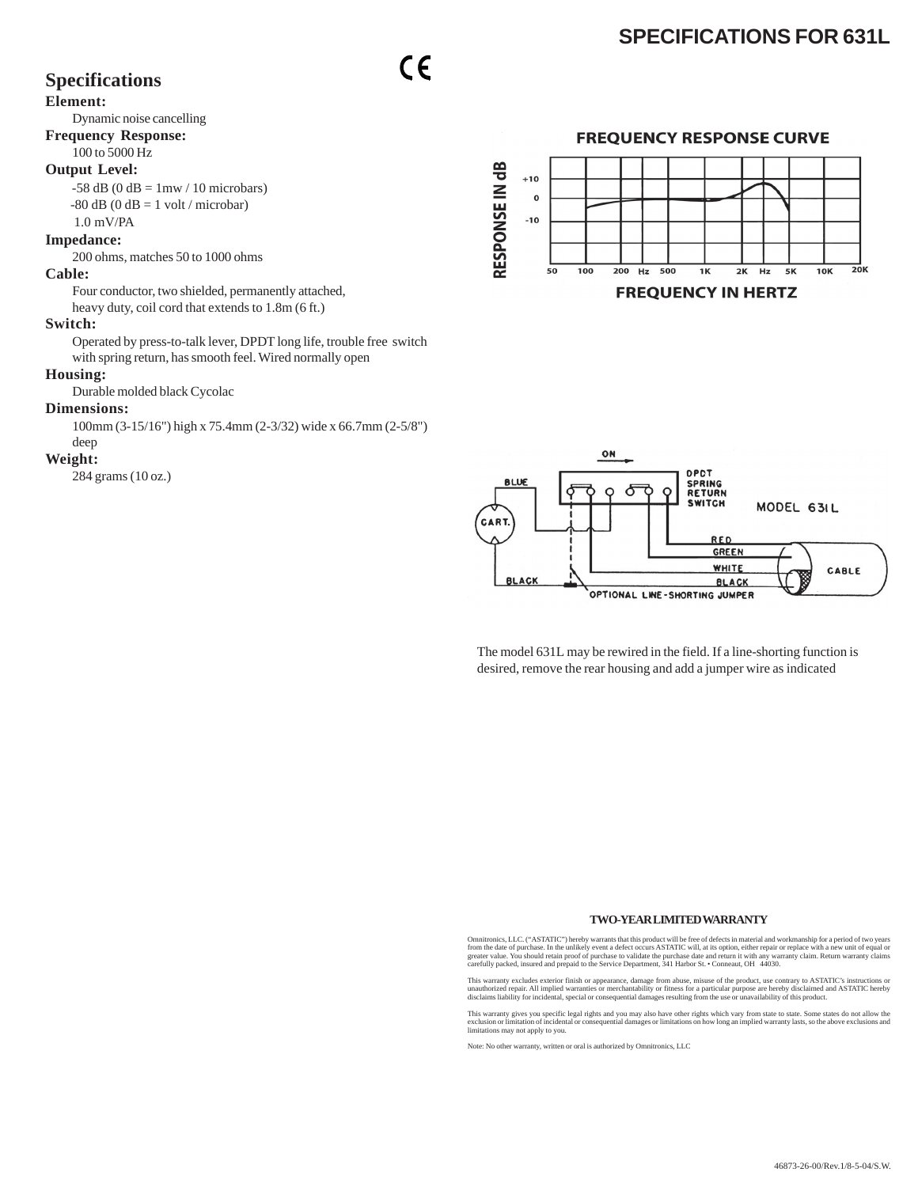# SPECIFICATIONS FOR 631L

CE

## Specifications

**Element:**
Dynamic noise cancelling

**Frequency Response:**
100 to 5000 Hz

**Output Level:**
-58 dB (0 dB = 1mw / 10 microbars)
-80 dB (0 dB = 1 volt / microbar)
1.0 mV/PA

**Impedance:**
200 ohms, matches 50 to 1000 ohms

**Cable:**
Four conductor, two shielded, permanently attached, heavy duty, coil cord that extends to 1.8m (6 ft.)

**Switch:**
Operated by press-to-talk lever, DPDT long life, trouble free switch with spring return, has smooth feel. Wired normally open

**Housing:**
Durable molded black Cycolac

**Dimensions:**
100mm (3-15/16") high x 75.4mm (2-3/32) wide x 66.7mm (2-5/8") deep

**Weight:**
284 grams (10 oz.)

FREQUENCY RESPONSE CURVE

RESPONSE IN dB

+10
0
-10

50 100 200 Hz 500 1K 2K Hz 5K 10K 20K

FREQUENCY IN HERTZ

ON
DPDT SPRING RETURN SWITCH
MODEL 631L
BLUE
CART.
BLACK
RED
GREEN
WHITE
BLACK
CABLE
OPTIONAL LINE-SHORTING JUMPER

The model 631L may be rewired in the field. If a line-shorting function is desired, remove the rear housing and add a jumper wire as indicated

### TWO-YEAR LIMITED WARRANTY

Omnitronics, LLC. ("ASTATIC") hereby warrants that this product will be free of defects in material and workmanship for a period of two years from the date of purchase. In the unlikely event a defect occurs ASTATIC will, at its option, either repair or replace with a new unit of equal or greater value. You should retain proof of purchase to validate the purchase date and return it with any warranty claim. Return warranty claims carefully packed, insured and prepaid to the Service Department, 341 Harbor St. • Conneaut, OH 44030.

This warranty excludes exterior finish or appearance, damage from abuse, misuse of the product, use contrary to ASTATIC's instructions or unauthorized repair. All implied warranties or merchantability or fitness for a particular purpose are hereby disclaimed and ASTATIC hereby disclaims liability for incidental, special or consequential damages resulting from the use or unavailability of this product.

This warranty gives you specific legal rights and you may also have other rights which vary from state to state. Some states do not allow the exclusion or limitation of incidental or consequential damages or limitations on how long an implied warranty lasts, so the above exclusions and limitations may not apply to you.

Note: No other warranty, written or oral is authorized by Omnitronics, LLC

46873-26-00/Rev.1/8-5-04/S.W.